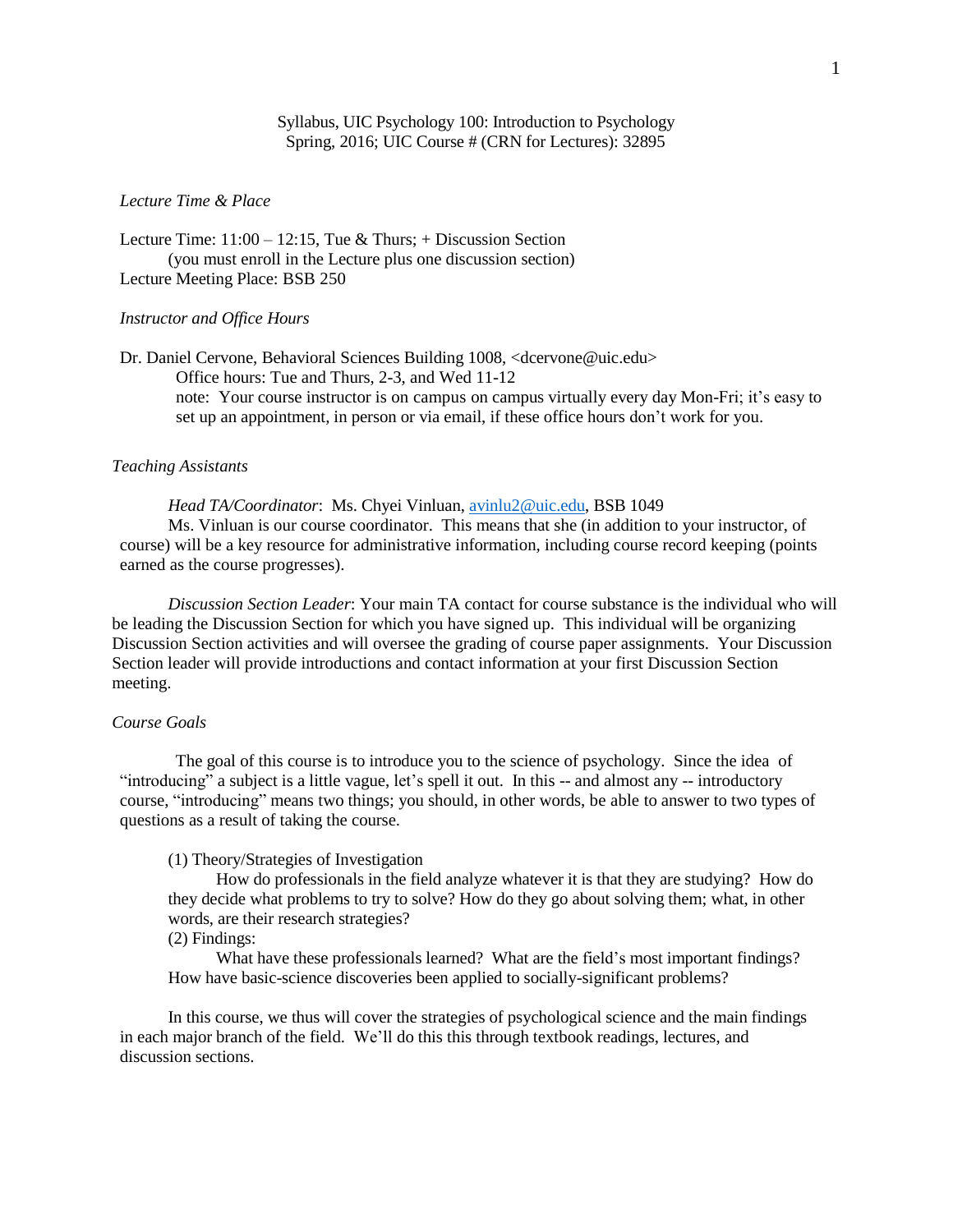Syllabus, UIC Psychology 100: Introduction to Psychology
Spring, 2016; UIC Course # (CRN for Lectures): 32895

*Lecture Time & Place*

Lecture Time: 11:00 – 12:15, Tue & Thurs; + Discussion Section
(you must enroll in the Lecture plus one discussion section)
Lecture Meeting Place: BSB 250

*Instructor and Office Hours*

Dr. Daniel Cervone, Behavioral Sciences Building 1008, <dcervone@uic.edu>
Office hours: Tue and Thurs, 2-3, and Wed 11-12
note: Your course instructor is on campus on campus virtually every day Mon-Fri; it's easy to set up an appointment, in person or via email, if these office hours don't work for you.

*Teaching Assistants*

*Head TA/Coordinator*: Ms. Chyei Vinluan, avinlu2@uic.edu, BSB 1049
Ms. Vinluan is our course coordinator. This means that she (in addition to your instructor, of course) will be a key resource for administrative information, including course record keeping (points earned as the course progresses).

*Discussion Section Leader*: Your main TA contact for course substance is the individual who will be leading the Discussion Section for which you have signed up. This individual will be organizing Discussion Section activities and will oversee the grading of course paper assignments. Your Discussion Section leader will provide introductions and contact information at your first Discussion Section meeting.

*Course Goals*

The goal of this course is to introduce you to the science of psychology. Since the idea of "introducing" a subject is a little vague, let's spell it out. In this -- and almost any -- introductory course, "introducing" means two things; you should, in other words, be able to answer to two types of questions as a result of taking the course.

(1) Theory/Strategies of Investigation
How do professionals in the field analyze whatever it is that they are studying? How do they decide what problems to try to solve? How do they go about solving them; what, in other words, are their research strategies?
(2) Findings:
What have these professionals learned? What are the field's most important findings? How have basic-science discoveries been applied to socially-significant problems?

In this course, we thus will cover the strategies of psychological science and the main findings in each major branch of the field. We'll do this this through textbook readings, lectures, and discussion sections.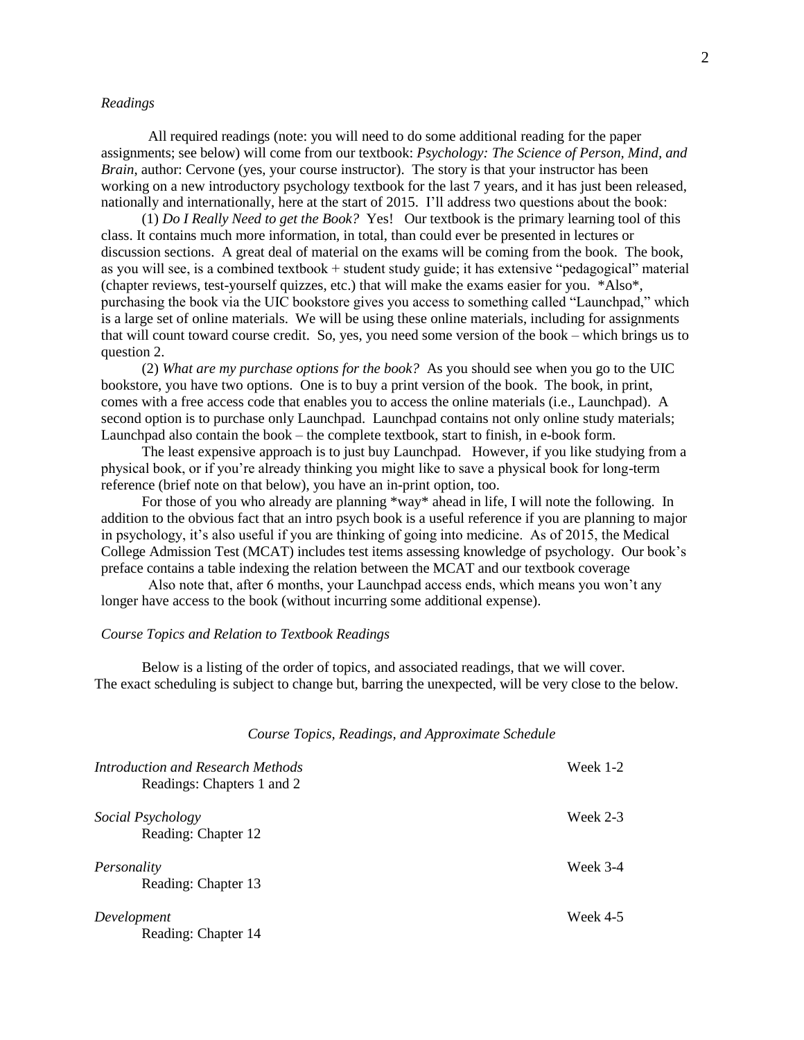*Readings*

All required readings (note: you will need to do some additional reading for the paper assignments; see below) will come from our textbook: *Psychology: The Science of Person, Mind, and Brain*, author: Cervone (yes, your course instructor). The story is that your instructor has been working on a new introductory psychology textbook for the last 7 years, and it has just been released, nationally and internationally, here at the start of 2015. I'll address two questions about the book:

(1) *Do I Really Need to get the Book?* Yes! Our textbook is the primary learning tool of this class. It contains much more information, in total, than could ever be presented in lectures or discussion sections. A great deal of material on the exams will be coming from the book. The book, as you will see, is a combined textbook + student study guide; it has extensive "pedagogical" material (chapter reviews, test-yourself quizzes, etc.) that will make the exams easier for you. *Also*, purchasing the book via the UIC bookstore gives you access to something called "Launchpad," which is a large set of online materials. We will be using these online materials, including for assignments that will count toward course credit. So, yes, you need some version of the book – which brings us to question 2.

(2) *What are my purchase options for the book?* As you should see when you go to the UIC bookstore, you have two options. One is to buy a print version of the book. The book, in print, comes with a free access code that enables you to access the online materials (i.e., Launchpad). A second option is to purchase only Launchpad. Launchpad contains not only online study materials; Launchpad also contain the book – the complete textbook, start to finish, in e-book form.

The least expensive approach is to just buy Launchpad. However, if you like studying from a physical book, or if you're already thinking you might like to save a physical book for long-term reference (brief note on that below), you have an in-print option, too.

For those of you who already are planning *way* ahead in life, I will note the following. In addition to the obvious fact that an intro psych book is a useful reference if you are planning to major in psychology, it's also useful if you are thinking of going into medicine. As of 2015, the Medical College Admission Test (MCAT) includes test items assessing knowledge of psychology. Our book's preface contains a table indexing the relation between the MCAT and our textbook coverage

Also note that, after 6 months, your Launchpad access ends, which means you won't any longer have access to the book (without incurring some additional expense).

*Course Topics and Relation to Textbook Readings*

Below is a listing of the order of topics, and associated readings, that we will cover. The exact scheduling is subject to change but, barring the unexpected, will be very close to the below.

*Course Topics, Readings, and Approximate Schedule*

| Topic / Readings | Schedule |
|---|---|
| *Introduction and Research Methods*<br>Readings: Chapters 1 and 2 | Week 1-2 |
| *Social Psychology*<br>Reading: Chapter 12 | Week 2-3 |
| *Personality*<br>Reading: Chapter 13 | Week 3-4 |
| *Development*<br>Reading: Chapter 14 | Week 4-5 |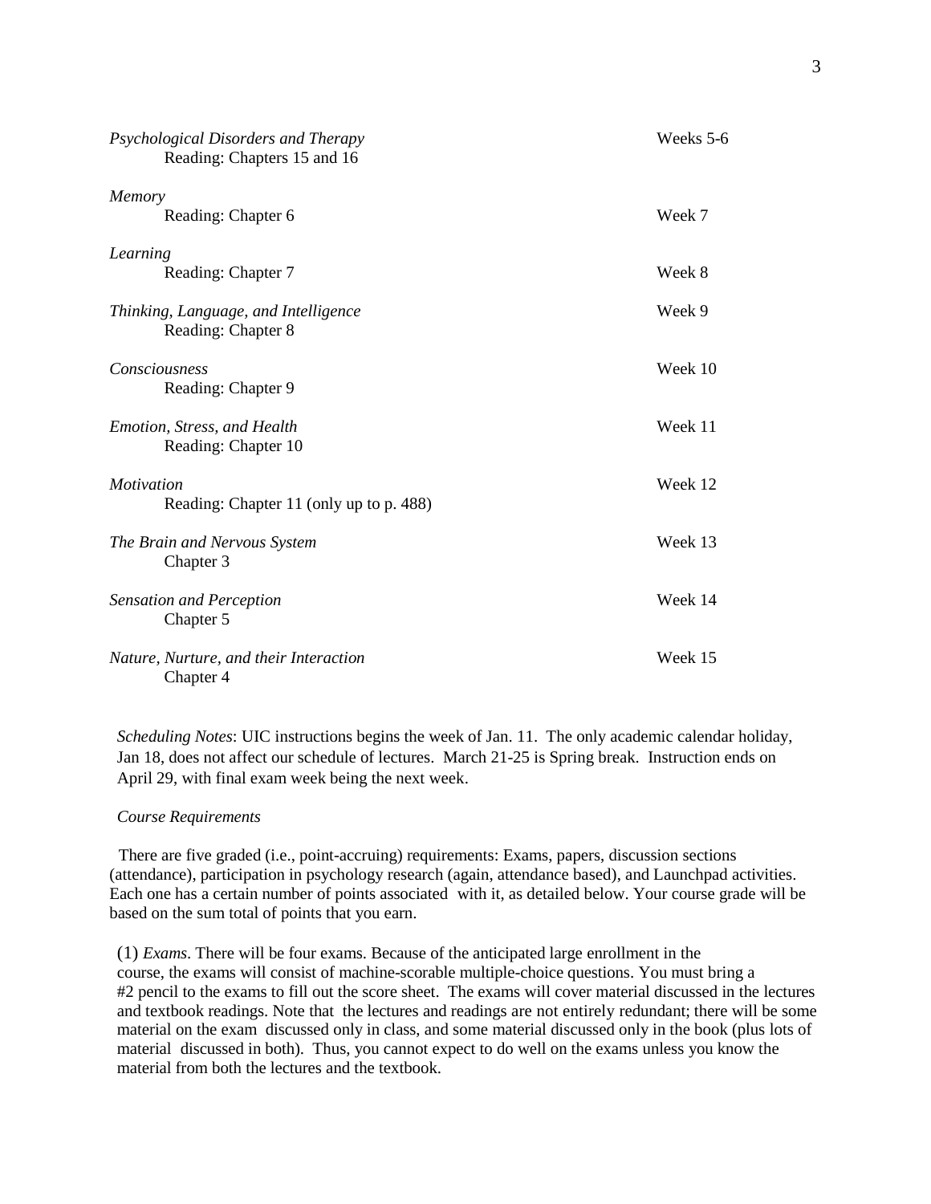*Psychological Disorders and Therapy* — Weeks 5-6
Reading: Chapters 15 and 16

*Memory* — Week 7
Reading: Chapter 6

*Learning* — Week 8
Reading: Chapter 7

*Thinking, Language, and Intelligence* — Week 9
Reading: Chapter 8

*Consciousness* — Week 10
Reading: Chapter 9

*Emotion, Stress, and Health* — Week 11
Reading: Chapter 10

*Motivation* — Week 12
Reading: Chapter 11 (only up to p. 488)

*The Brain and Nervous System* — Week 13
Chapter 3

*Sensation and Perception* — Week 14
Chapter 5

*Nature, Nurture, and their Interaction* — Week 15
Chapter 4

*Scheduling Notes*: UIC instructions begins the week of Jan. 11. The only academic calendar holiday, Jan 18, does not affect our schedule of lectures. March 21-25 is Spring break. Instruction ends on April 29, with final exam week being the next week.

*Course Requirements*

There are five graded (i.e., point-accruing) requirements: Exams, papers, discussion sections (attendance), participation in psychology research (again, attendance based), and Launchpad activities. Each one has a certain number of points associated with it, as detailed below. Your course grade will be based on the sum total of points that you earn.

(1) *Exams*. There will be four exams. Because of the anticipated large enrollment in the course, the exams will consist of machine-scorable multiple-choice questions. You must bring a #2 pencil to the exams to fill out the score sheet. The exams will cover material discussed in the lectures and textbook readings. Note that the lectures and readings are not entirely redundant; there will be some material on the exam discussed only in class, and some material discussed only in the book (plus lots of material discussed in both). Thus, you cannot expect to do well on the exams unless you know the material from both the lectures and the textbook.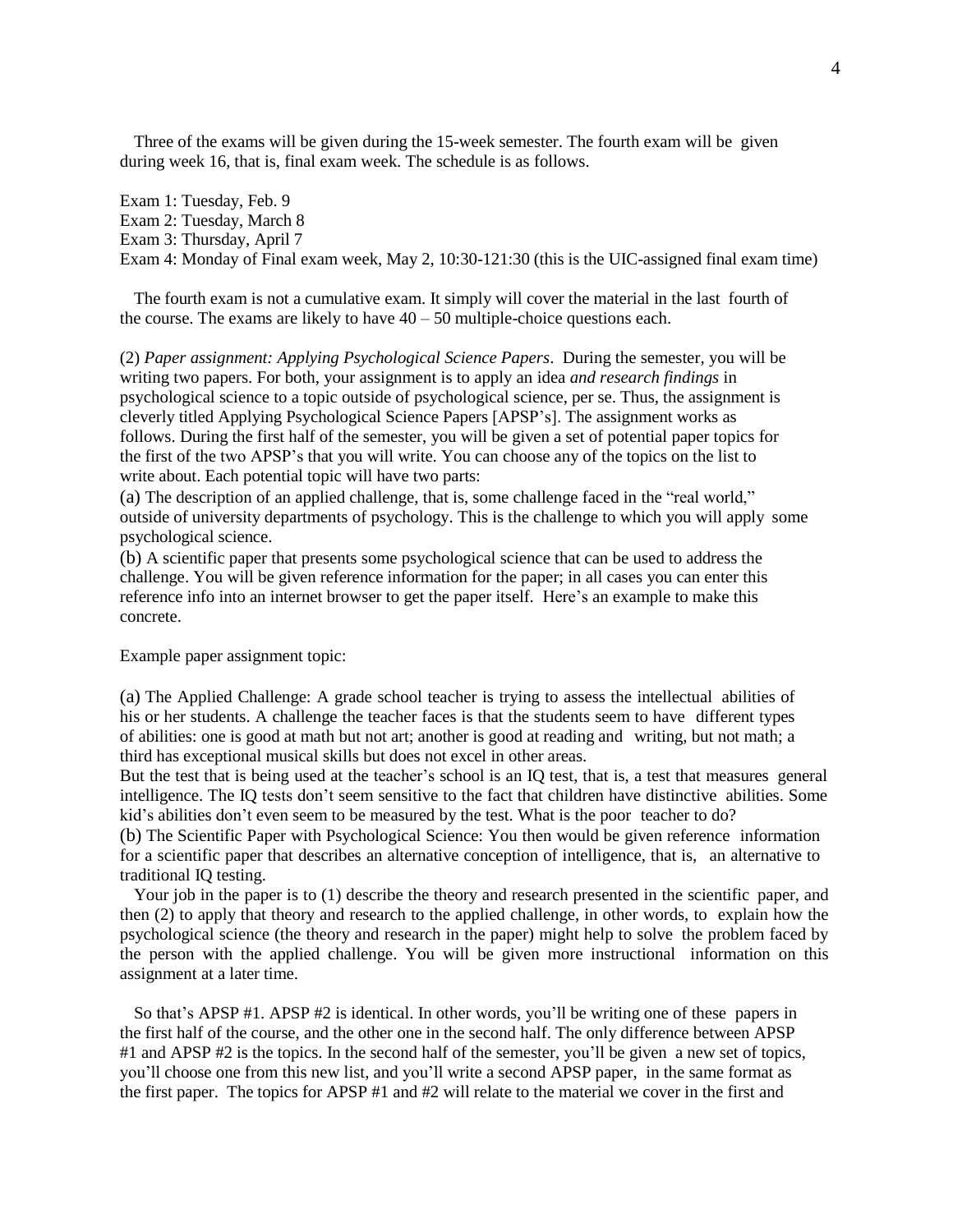Three of the exams will be given during the 15-week semester. The fourth exam will be given during week 16, that is, final exam week. The schedule is as follows.

Exam 1: Tuesday, Feb. 9
Exam 2: Tuesday, March 8
Exam 3: Thursday, April 7
Exam 4: Monday of Final exam week, May 2, 10:30-121:30 (this is the UIC-assigned final exam time)

The fourth exam is not a cumulative exam. It simply will cover the material in the last fourth of the course. The exams are likely to have 40 – 50 multiple-choice questions each.

(2) *Paper assignment: Applying Psychological Science Papers*. During the semester, you will be writing two papers. For both, your assignment is to apply an idea *and research findings* in psychological science to a topic outside of psychological science, per se. Thus, the assignment is cleverly titled Applying Psychological Science Papers [APSP's]. The assignment works as follows. During the first half of the semester, you will be given a set of potential paper topics for the first of the two APSP's that you will write. You can choose any of the topics on the list to write about. Each potential topic will have two parts:

(a) The description of an applied challenge, that is, some challenge faced in the "real world," outside of university departments of psychology. This is the challenge to which you will apply some psychological science.

(b) A scientific paper that presents some psychological science that can be used to address the challenge. You will be given reference information for the paper; in all cases you can enter this reference info into an internet browser to get the paper itself. Here's an example to make this concrete.

Example paper assignment topic:

(a) The Applied Challenge: A grade school teacher is trying to assess the intellectual abilities of his or her students. A challenge the teacher faces is that the students seem to have different types of abilities: one is good at math but not art; another is good at reading and writing, but not math; a third has exceptional musical skills but does not excel in other areas.
But the test that is being used at the teacher's school is an IQ test, that is, a test that measures general intelligence. The IQ tests don't seem sensitive to the fact that children have distinctive abilities. Some kid's abilities don't even seem to be measured by the test. What is the poor teacher to do?

(b) The Scientific Paper with Psychological Science: You then would be given reference information for a scientific paper that describes an alternative conception of intelligence, that is, an alternative to traditional IQ testing.

Your job in the paper is to (1) describe the theory and research presented in the scientific paper, and then (2) to apply that theory and research to the applied challenge, in other words, to explain how the psychological science (the theory and research in the paper) might help to solve the problem faced by the person with the applied challenge. You will be given more instructional information on this assignment at a later time.

So that's APSP #1. APSP #2 is identical. In other words, you'll be writing one of these papers in the first half of the course, and the other one in the second half. The only difference between APSP #1 and APSP #2 is the topics. In the second half of the semester, you'll be given a new set of topics, you'll choose one from this new list, and you'll write a second APSP paper, in the same format as the first paper. The topics for APSP #1 and #2 will relate to the material we cover in the first and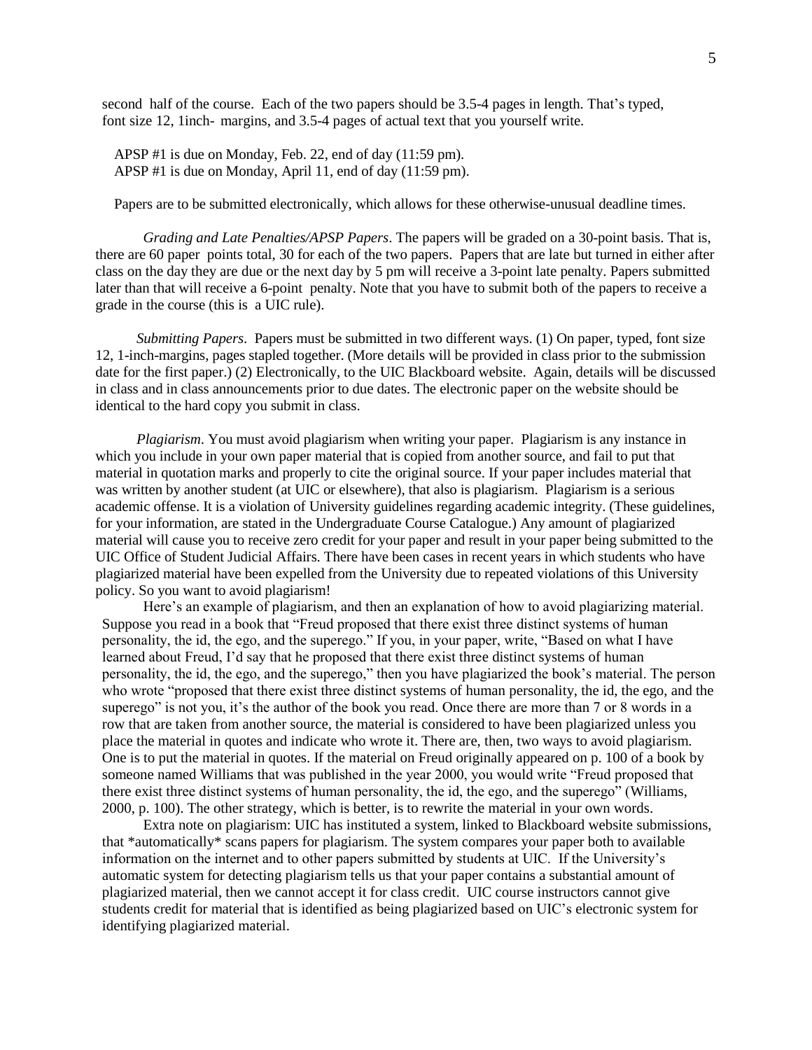second half of the course. Each of the two papers should be 3.5-4 pages in length. That's typed, font size 12, 1inch- margins, and 3.5-4 pages of actual text that you yourself write.

APSP #1 is due on Monday, Feb. 22, end of day (11:59 pm).
APSP #1 is due on Monday, April 11, end of day (11:59 pm).

Papers are to be submitted electronically, which allows for these otherwise-unusual deadline times.

*Grading and Late Penalties/APSP Papers*. The papers will be graded on a 30-point basis. That is, there are 60 paper points total, 30 for each of the two papers. Papers that are late but turned in either after class on the day they are due or the next day by 5 pm will receive a 3-point late penalty. Papers submitted later than that will receive a 6-point penalty. Note that you have to submit both of the papers to receive a grade in the course (this is a UIC rule).

*Submitting Papers*. Papers must be submitted in two different ways. (1) On paper, typed, font size 12, 1-inch-margins, pages stapled together. (More details will be provided in class prior to the submission date for the first paper.) (2) Electronically, to the UIC Blackboard website. Again, details will be discussed in class and in class announcements prior to due dates. The electronic paper on the website should be identical to the hard copy you submit in class.

*Plagiarism*. You must avoid plagiarism when writing your paper. Plagiarism is any instance in which you include in your own paper material that is copied from another source, and fail to put that material in quotation marks and properly to cite the original source. If your paper includes material that was written by another student (at UIC or elsewhere), that also is plagiarism. Plagiarism is a serious academic offense. It is a violation of University guidelines regarding academic integrity. (These guidelines, for your information, are stated in the Undergraduate Course Catalogue.) Any amount of plagiarized material will cause you to receive zero credit for your paper and result in your paper being submitted to the UIC Office of Student Judicial Affairs. There have been cases in recent years in which students who have plagiarized material have been expelled from the University due to repeated violations of this University policy. So you want to avoid plagiarism!

Here's an example of plagiarism, and then an explanation of how to avoid plagiarizing material. Suppose you read in a book that "Freud proposed that there exist three distinct systems of human personality, the id, the ego, and the superego." If you, in your paper, write, "Based on what I have learned about Freud, I'd say that he proposed that there exist three distinct systems of human personality, the id, the ego, and the superego," then you have plagiarized the book's material. The person who wrote "proposed that there exist three distinct systems of human personality, the id, the ego, and the superego" is not you, it's the author of the book you read. Once there are more than 7 or 8 words in a row that are taken from another source, the material is considered to have been plagiarized unless you place the material in quotes and indicate who wrote it. There are, then, two ways to avoid plagiarism. One is to put the material in quotes. If the material on Freud originally appeared on p. 100 of a book by someone named Williams that was published in the year 2000, you would write "Freud proposed that there exist three distinct systems of human personality, the id, the ego, and the superego" (Williams, 2000, p. 100). The other strategy, which is better, is to rewrite the material in your own words.

Extra note on plagiarism: UIC has instituted a system, linked to Blackboard website submissions, that *automatically* scans papers for plagiarism. The system compares your paper both to available information on the internet and to other papers submitted by students at UIC. If the University's automatic system for detecting plagiarism tells us that your paper contains a substantial amount of plagiarized material, then we cannot accept it for class credit. UIC course instructors cannot give students credit for material that is identified as being plagiarized based on UIC's electronic system for identifying plagiarized material.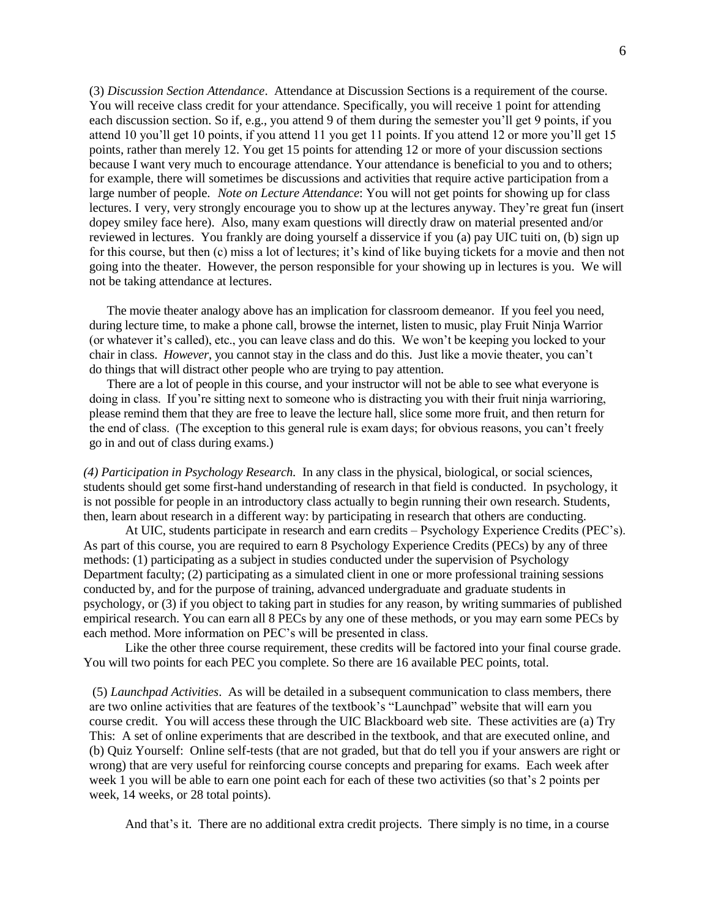(3) *Discussion Section Attendance*. Attendance at Discussion Sections is a requirement of the course. You will receive class credit for your attendance. Specifically, you will receive 1 point for attending each discussion section. So if, e.g., you attend 9 of them during the semester you'll get 9 points, if you attend 10 you'll get 10 points, if you attend 11 you get 11 points. If you attend 12 or more you'll get 15 points, rather than merely 12. You get 15 points for attending 12 or more of your discussion sections because I want very much to encourage attendance. Your attendance is beneficial to you and to others; for example, there will sometimes be discussions and activities that require active participation from a large number of people. *Note on Lecture Attendance*: You will not get points for showing up for class lectures. I very, very strongly encourage you to show up at the lectures anyway. They're great fun (insert dopey smiley face here). Also, many exam questions will directly draw on material presented and/or reviewed in lectures. You frankly are doing yourself a disservice if you (a) pay UIC tuiti on, (b) sign up for this course, but then (c) miss a lot of lectures; it's kind of like buying tickets for a movie and then not going into the theater. However, the person responsible for your showing up in lectures is you. We will not be taking attendance at lectures.

The movie theater analogy above has an implication for classroom demeanor. If you feel you need, during lecture time, to make a phone call, browse the internet, listen to music, play Fruit Ninja Warrior (or whatever it's called), etc., you can leave class and do this. We won't be keeping you locked to your chair in class. *However*, you cannot stay in the class and do this. Just like a movie theater, you can't do things that will distract other people who are trying to pay attention.

There are a lot of people in this course, and your instructor will not be able to see what everyone is doing in class. If you're sitting next to someone who is distracting you with their fruit ninja warrioring, please remind them that they are free to leave the lecture hall, slice some more fruit, and then return for the end of class. (The exception to this general rule is exam days; for obvious reasons, you can't freely go in and out of class during exams.)

*(4) Participation in Psychology Research.* In any class in the physical, biological, or social sciences, students should get some first-hand understanding of research in that field is conducted. In psychology, it is not possible for people in an introductory class actually to begin running their own research. Students, then, learn about research in a different way: by participating in research that others are conducting.

At UIC, students participate in research and earn credits – Psychology Experience Credits (PEC's). As part of this course, you are required to earn 8 Psychology Experience Credits (PECs) by any of three methods: (1) participating as a subject in studies conducted under the supervision of Psychology Department faculty; (2) participating as a simulated client in one or more professional training sessions conducted by, and for the purpose of training, advanced undergraduate and graduate students in psychology, or (3) if you object to taking part in studies for any reason, by writing summaries of published empirical research. You can earn all 8 PECs by any one of these methods, or you may earn some PECs by each method. More information on PEC's will be presented in class.

Like the other three course requirement, these credits will be factored into your final course grade. You will two points for each PEC you complete. So there are 16 available PEC points, total.

(5) *Launchpad Activities*. As will be detailed in a subsequent communication to class members, there are two online activities that are features of the textbook's "Launchpad" website that will earn you course credit. You will access these through the UIC Blackboard web site. These activities are (a) Try This: A set of online experiments that are described in the textbook, and that are executed online, and (b) Quiz Yourself: Online self-tests (that are not graded, but that do tell you if your answers are right or wrong) that are very useful for reinforcing course concepts and preparing for exams. Each week after week 1 you will be able to earn one point each for each of these two activities (so that's 2 points per week, 14 weeks, or 28 total points).

And that's it. There are no additional extra credit projects. There simply is no time, in a course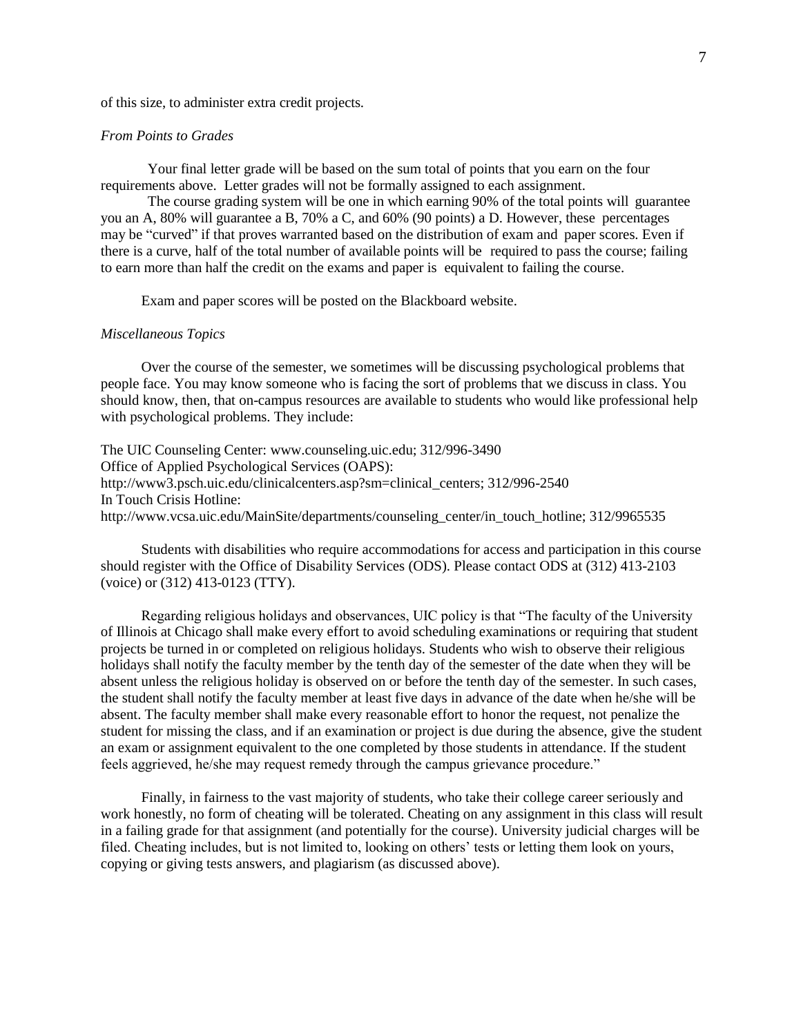of this size, to administer extra credit projects.

*From Points to Grades*

Your final letter grade will be based on the sum total of points that you earn on the four requirements above. Letter grades will not be formally assigned to each assignment.

The course grading system will be one in which earning 90% of the total points will guarantee you an A, 80% will guarantee a B, 70% a C, and 60% (90 points) a D. However, these percentages may be "curved" if that proves warranted based on the distribution of exam and paper scores. Even if there is a curve, half of the total number of available points will be required to pass the course; failing to earn more than half the credit on the exams and paper is equivalent to failing the course.

Exam and paper scores will be posted on the Blackboard website.

*Miscellaneous Topics*

Over the course of the semester, we sometimes will be discussing psychological problems that people face. You may know someone who is facing the sort of problems that we discuss in class. You should know, then, that on-campus resources are available to students who would like professional help with psychological problems. They include:

The UIC Counseling Center: www.counseling.uic.edu; 312/996-3490
Office of Applied Psychological Services (OAPS):
http://www3.psch.uic.edu/clinicalcenters.asp?sm=clinical_centers; 312/996-2540
In Touch Crisis Hotline:
http://www.vcsa.uic.edu/MainSite/departments/counseling_center/in_touch_hotline; 312/9965535

Students with disabilities who require accommodations for access and participation in this course should register with the Office of Disability Services (ODS). Please contact ODS at (312) 413-2103 (voice) or (312) 413-0123 (TTY).

Regarding religious holidays and observances, UIC policy is that "The faculty of the University of Illinois at Chicago shall make every effort to avoid scheduling examinations or requiring that student projects be turned in or completed on religious holidays. Students who wish to observe their religious holidays shall notify the faculty member by the tenth day of the semester of the date when they will be absent unless the religious holiday is observed on or before the tenth day of the semester. In such cases, the student shall notify the faculty member at least five days in advance of the date when he/she will be absent. The faculty member shall make every reasonable effort to honor the request, not penalize the student for missing the class, and if an examination or project is due during the absence, give the student an exam or assignment equivalent to the one completed by those students in attendance. If the student feels aggrieved, he/she may request remedy through the campus grievance procedure."

Finally, in fairness to the vast majority of students, who take their college career seriously and work honestly, no form of cheating will be tolerated. Cheating on any assignment in this class will result in a failing grade for that assignment (and potentially for the course). University judicial charges will be filed. Cheating includes, but is not limited to, looking on others' tests or letting them look on yours, copying or giving tests answers, and plagiarism (as discussed above).